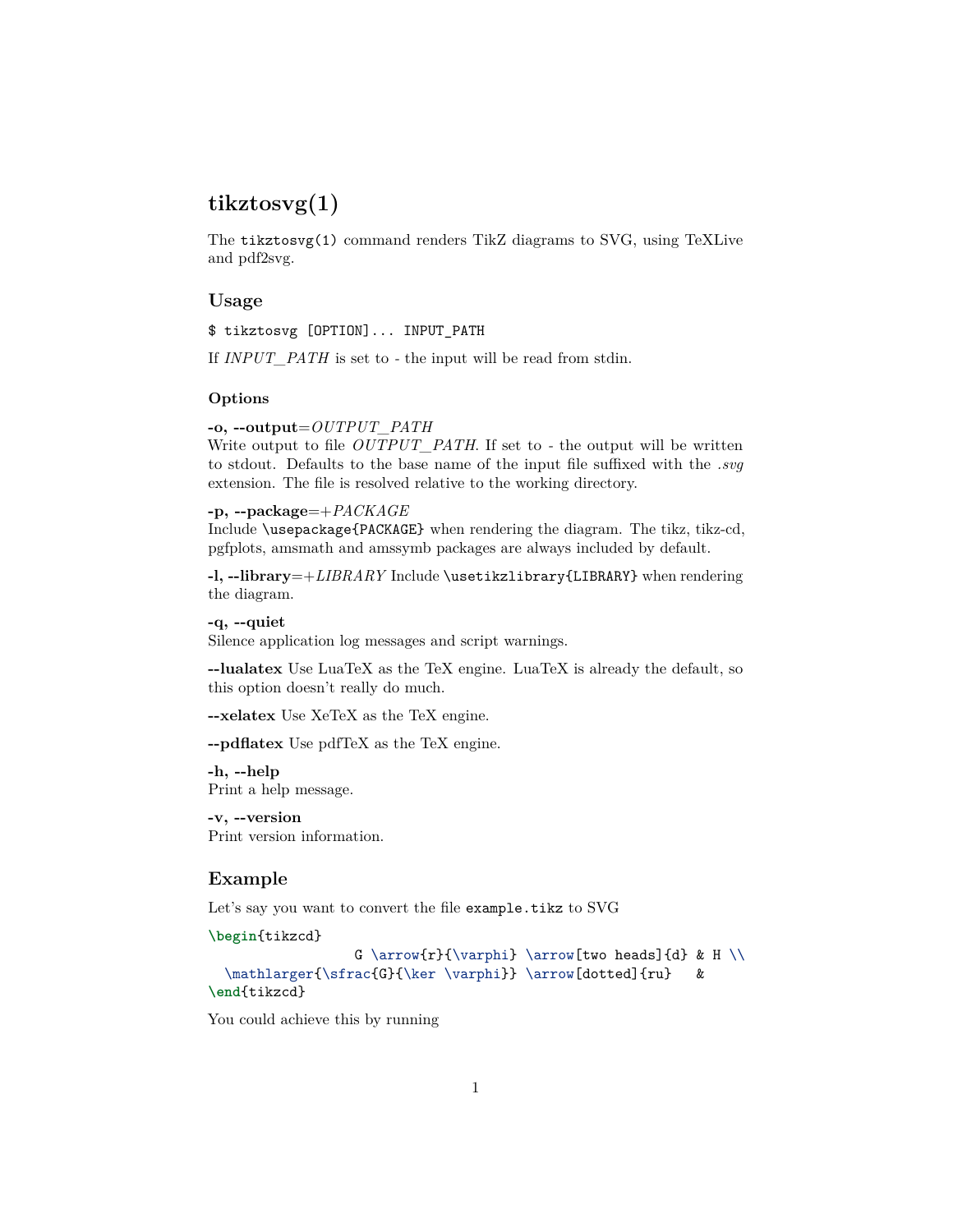# tikztosvg(1)

The `tikztosvg(1)` command renders TikZ diagrams to SVG, using TeXLive and pdf2svg.

## Usage

`$ tikztosvg [OPTION]... INPUT_PATH`

If *INPUT_PATH* is set to - the input will be read from stdin.

### Options

**-o, --output**=*OUTPUT_PATH*
Write output to file *OUTPUT_PATH*. If set to - the output will be written to stdout. Defaults to the base name of the input file suffixed with the *.svg* extension. The file is resolved relative to the working directory.

**-p, --package**=+*PACKAGE*
Include `\usepackage{PACKAGE}` when rendering the diagram. The tikz, tikz-cd, pgfplots, amsmath and amssymb packages are always included by default.

**-l, --library**=+*LIBRARY* Include `\usetikzlibrary{LIBRARY}` when rendering the diagram.

**-q, --quiet**
Silence application log messages and script warnings.

**--lualatex** Use LuaTeX as the TeX engine. LuaTeX is already the default, so this option doesn't really do much.

**--xelatex** Use XeTeX as the TeX engine.

**--pdflatex** Use pdfTeX as the TeX engine.

**-h, --help**
Print a help message.

**-v, --version**
Print version information.

## Example

Let's say you want to convert the file `example.tikz` to SVG

```
\begin{tikzcd}
                   G \arrow{r}{\varphi} \arrow[two heads]{d} & H \\
  \mathlarger{\sfrac{G}{\ker \varphi}} \arrow[dotted]{ru}   &
\end{tikzcd}
```

You could achieve this by running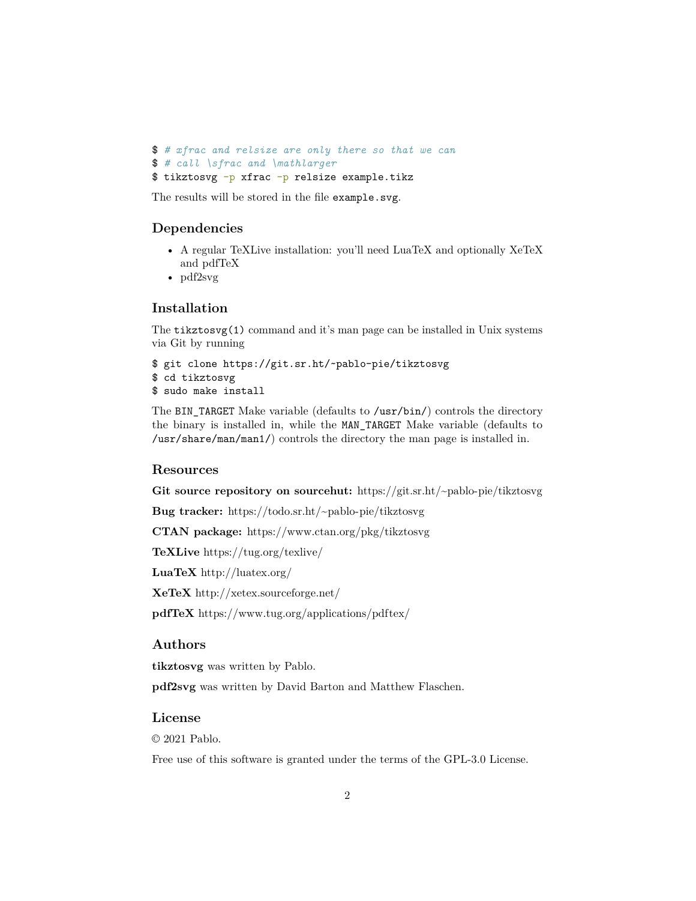```
$ # xfrac and relsize are only there so that we can
$ # call \sfrac and \mathlarger
$ tikztosvg -p xfrac -p relsize example.tikz
```

The results will be stored in the file `example.svg`.

## Dependencies

- A regular TeXLive installation: you'll need LuaTeX and optionally XeTeX and pdfTeX
- pdf2svg

## Installation

The `tikztosvg(1)` command and it's man page can be installed in Unix systems via Git by running

```
$ git clone https://git.sr.ht/~pablo-pie/tikztosvg
$ cd tikztosvg
$ sudo make install
```

The `BIN_TARGET` Make variable (defaults to `/usr/bin/`) controls the directory the binary is installed in, while the `MAN_TARGET` Make variable (defaults to `/usr/share/man/man1/`) controls the directory the man page is installed in.

## Resources

**Git source repository on sourcehut:** https://git.sr.ht/~pablo-pie/tikztosvg

**Bug tracker:** https://todo.sr.ht/~pablo-pie/tikztosvg

**CTAN package:** https://www.ctan.org/pkg/tikztosvg

**TeXLive** https://tug.org/texlive/

**LuaTeX** http://luatex.org/

**XeTeX** http://xetex.sourceforge.net/

**pdfTeX** https://www.tug.org/applications/pdftex/

## Authors

**tikztosvg** was written by Pablo.

**pdf2svg** was written by David Barton and Matthew Flaschen.

## License

© 2021 Pablo.

Free use of this software is granted under the terms of the GPL-3.0 License.